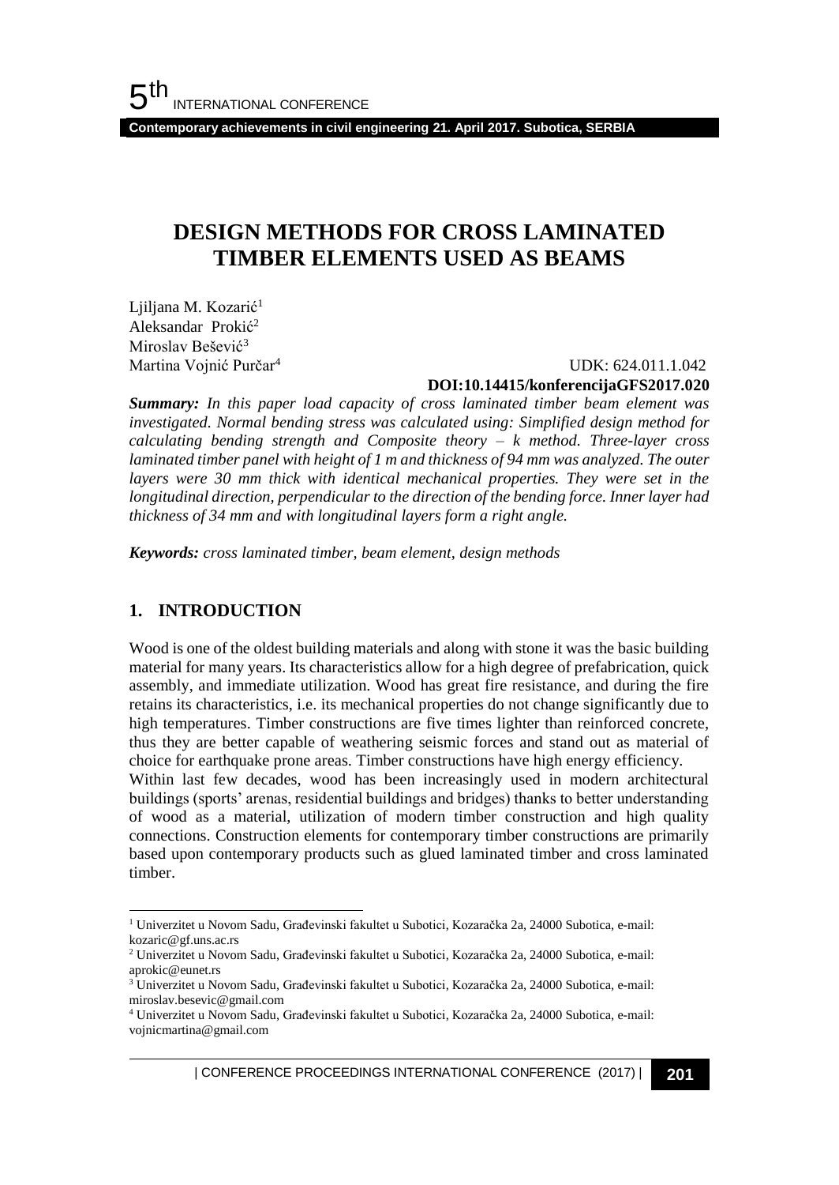# DESIGN METHODS FOR CROSS LAMINATED TIMBER ELEMENTS USED AS BEAMS

Ljiljana M. Kozarić[1]
Aleksandar Prokić[2]
Miroslav Bešević[3]
Martina Vojnić Purčar[4]

UDK: 624.011.1.042
**DOI:10.14415/konferencijaGFS2017.020**

***Summary:*** *In this paper load capacity of cross laminated timber beam element was investigated. Normal bending stress was calculated using: Simplified design method for calculating bending strength and Composite theory – k method. Three-layer cross laminated timber panel with height of 1 m and thickness of 94 mm was analyzed. The outer layers were 30 mm thick with identical mechanical properties. They were set in the longitudinal direction, perpendicular to the direction of the bending force. Inner layer had thickness of 34 mm and with longitudinal layers form a right angle.*

***Keywords:*** *cross laminated timber, beam element, design methods*

## 1. INTRODUCTION

Wood is one of the oldest building materials and along with stone it was the basic building material for many years. Its characteristics allow for a high degree of prefabrication, quick assembly, and immediate utilization. Wood has great fire resistance, and during the fire retains its characteristics, i.e. its mechanical properties do not change significantly due to high temperatures. Timber constructions are five times lighter than reinforced concrete, thus they are better capable of weathering seismic forces and stand out as material of choice for earthquake prone areas. Timber constructions have high energy efficiency.

Within last few decades, wood has been increasingly used in modern architectural buildings (sports' arenas, residential buildings and bridges) thanks to better understanding of wood as a material, utilization of modern timber construction and high quality connections. Construction elements for contemporary timber constructions are primarily based upon contemporary products such as glued laminated timber and cross laminated timber.

---

[1] Univerzitet u Novom Sadu, Građevinski fakultet u Subotici, Kozaračka 2a, 24000 Subotica, e-mail: kozaric@gf.uns.ac.rs

[2] Univerzitet u Novom Sadu, Građevinski fakultet u Subotici, Kozaračka 2a, 24000 Subotica, e-mail: aprokic@eunet.rs

[3] Univerzitet u Novom Sadu, Građevinski fakultet u Subotici, Kozaračka 2a, 24000 Subotica, e-mail: miroslav.besevic@gmail.com

[4] Univerzitet u Novom Sadu, Građevinski fakultet u Subotici, Kozaračka 2a, 24000 Subotica, e-mail: vojnicmartina@gmail.com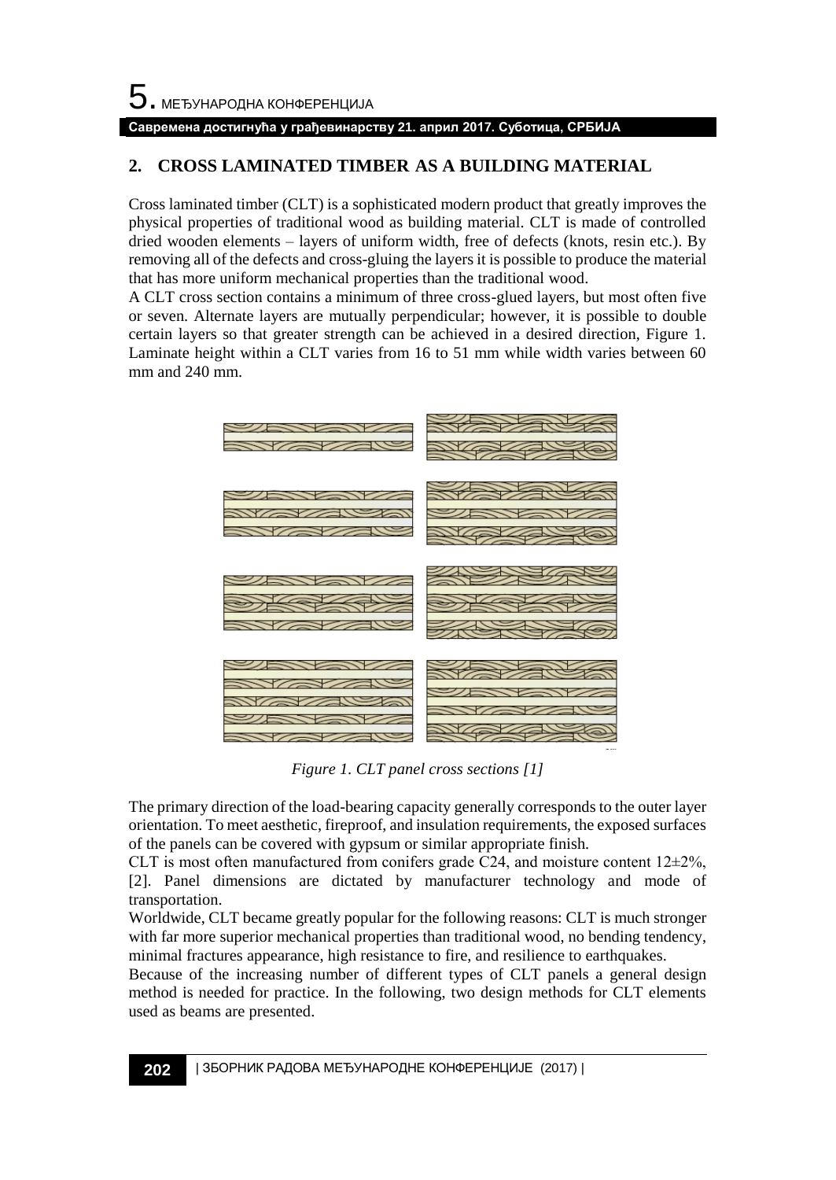## 2. CROSS LAMINATED TIMBER AS A BUILDING MATERIAL

Cross laminated timber (CLT) is a sophisticated modern product that greatly improves the physical properties of traditional wood as building material. CLT is made of controlled dried wooden elements – layers of uniform width, free of defects (knots, resin etc.). By removing all of the defects and cross-gluing the layers it is possible to produce the material that has more uniform mechanical properties than the traditional wood.

A CLT cross section contains a minimum of three cross-glued layers, but most often five or seven. Alternate layers are mutually perpendicular; however, it is possible to double certain layers so that greater strength can be achieved in a desired direction, Figure 1. Laminate height within a CLT varies from 16 to 51 mm while width varies between 60 mm and 240 mm.

*Figure 1. CLT panel cross sections [1]*

The primary direction of the load-bearing capacity generally corresponds to the outer layer orientation. To meet aesthetic, fireproof, and insulation requirements, the exposed surfaces of the panels can be covered with gypsum or similar appropriate finish.

CLT is most often manufactured from conifers grade C24, and moisture content 12±2%, [2]. Panel dimensions are dictated by manufacturer technology and mode of transportation.

Worldwide, CLT became greatly popular for the following reasons: CLT is much stronger with far more superior mechanical properties than traditional wood, no bending tendency, minimal fractures appearance, high resistance to fire, and resilience to earthquakes.

Because of the increasing number of different types of CLT panels a general design method is needed for practice. In the following, two design methods for CLT elements used as beams are presented.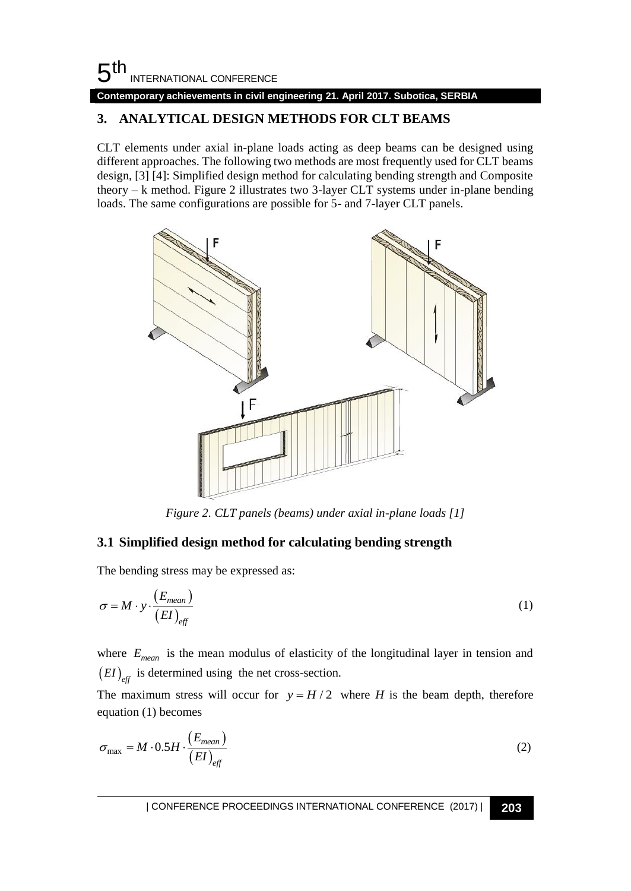## 3. ANALYTICAL DESIGN METHODS FOR CLT BEAMS

CLT elements under axial in-plane loads acting as deep beams can be designed using different approaches. The following two methods are most frequently used for CLT beams design, [3] [4]: Simplified design method for calculating bending strength and Composite theory – k method. Figure 2 illustrates two 3-layer CLT systems under in-plane bending loads. The same configurations are possible for 5- and 7-layer CLT panels.

*Figure 2. CLT panels (beams) under axial in-plane loads [1]*

### 3.1 Simplified design method for calculating bending strength

The bending stress may be expressed as:

$$\sigma = M \cdot y \cdot \frac{(E_{mean})}{(EI)_{eff}} \tag{1}$$

where $E_{mean}$ is the mean modulus of elasticity of the longitudinal layer in tension and $(EI)_{eff}$ is determined using the net cross-section.

The maximum stress will occur for $y = H/2$ where $H$ is the beam depth, therefore equation (1) becomes

$$\sigma_{\max} = M \cdot 0.5H \cdot \frac{(E_{mean})}{(EI)_{eff}} \tag{2}$$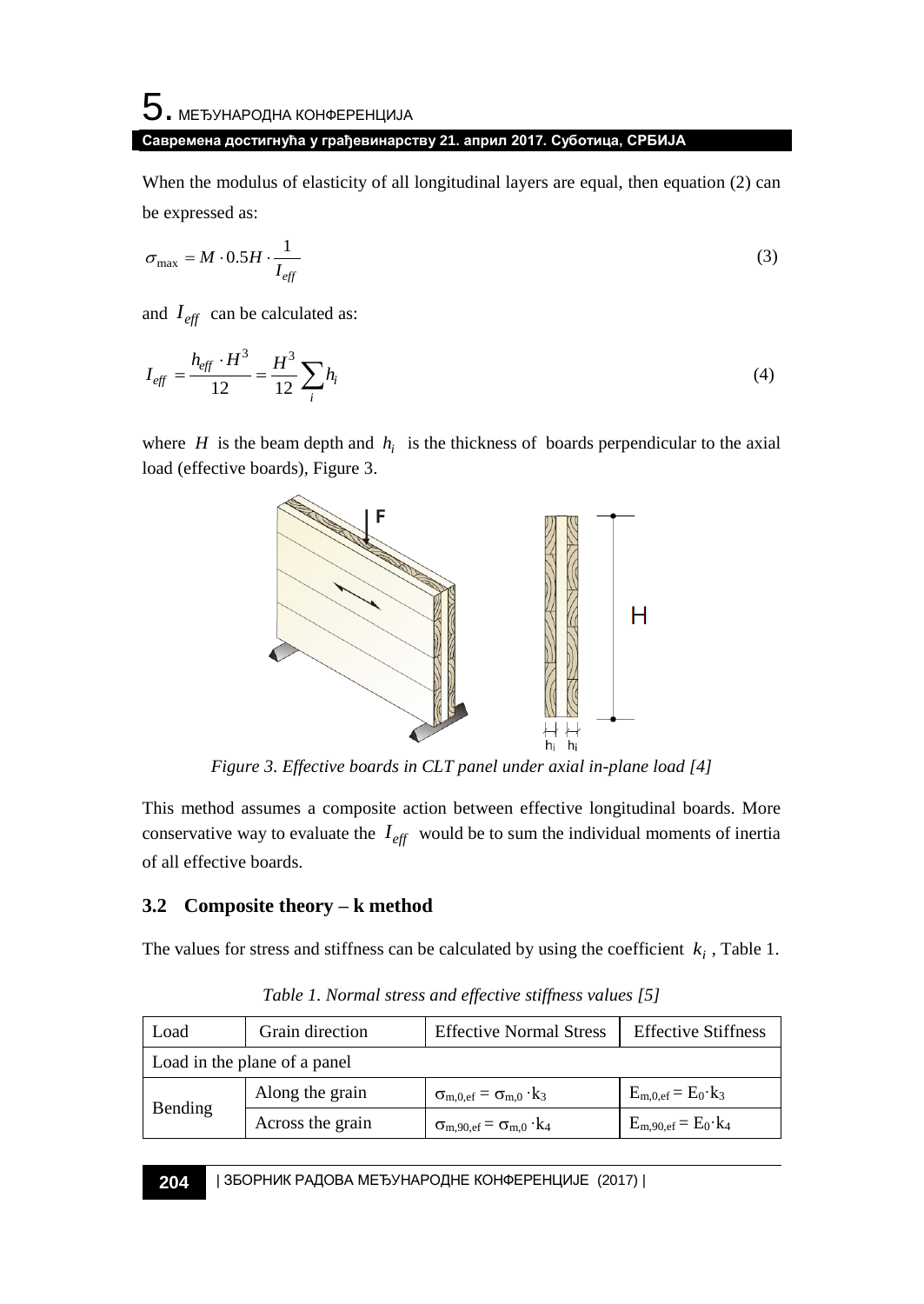When the modulus of elasticity of all longitudinal layers are equal, then equation (2) can be expressed as:

$$\sigma_{\max} = M \cdot 0.5H \cdot \frac{1}{I_{eff}} \tag{3}$$

and $I_{eff}$ can be calculated as:

$$I_{eff} = \frac{h_{eff} \cdot H^3}{12} = \frac{H^3}{12} \sum_i h_i \tag{4}$$

where $H$ is the beam depth and $h_i$ is the thickness of boards perpendicular to the axial load (effective boards), Figure 3.

*Figure 3. Effective boards in CLT panel under axial in-plane load [4]*

This method assumes a composite action between effective longitudinal boards. More conservative way to evaluate the $I_{eff}$ would be to sum the individual moments of inertia of all effective boards.

## 3.2 Composite theory – k method

The values for stress and stiffness can be calculated by using the coefficient $k_i$, Table 1.

*Table 1. Normal stress and effective stiffness values [5]*

| Load | Grain direction | Effective Normal Stress | Effective Stiffness |
|---|---|---|---|
| Load in the plane of a panel | | | |
| Bending | Along the grain | $\sigma_{m,0,ef} = \sigma_{m,0} \cdot k_3$ | $E_{m,0,ef} = E_0 \cdot k_3$ |
| | Across the grain | $\sigma_{m,90,ef} = \sigma_{m,0} \cdot k_4$ | $E_{m,90,ef} = E_0 \cdot k_4$ |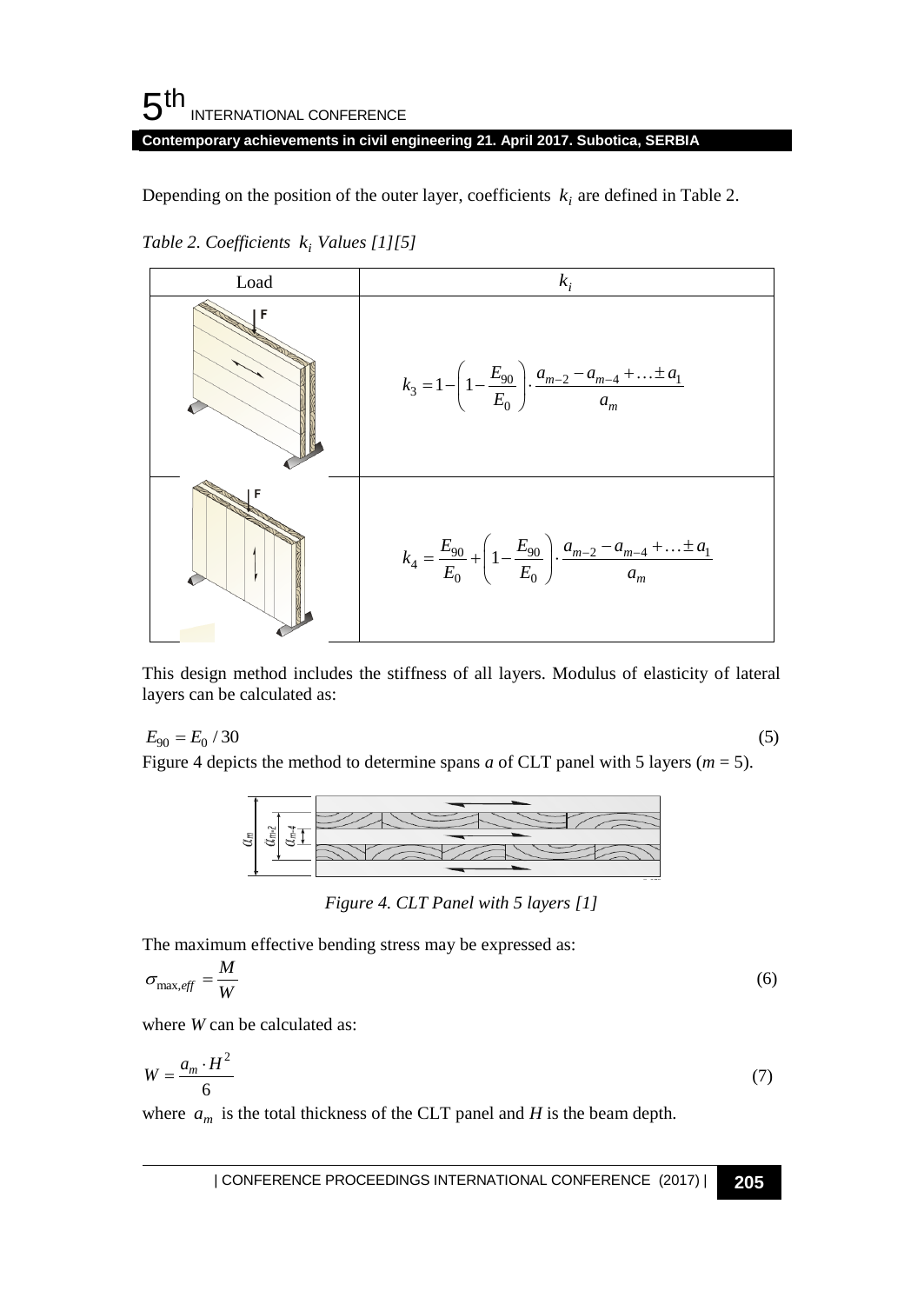Depending on the position of the outer layer, coefficients $k_i$ are defined in Table 2.

*Table 2. Coefficients $k_i$ Values [1][5]*

| Load | $k_i$ |
| --- | --- |
| | $k_3 = 1 - \left(1 - \frac{E_{90}}{E_0}\right) \cdot \frac{a_{m-2} - a_{m-4} + \ldots \pm a_1}{a_m}$ |
| | $k_4 = \frac{E_{90}}{E_0} + \left(1 - \frac{E_{90}}{E_0}\right) \cdot \frac{a_{m-2} - a_{m-4} + \ldots \pm a_1}{a_m}$ |

This design method includes the stiffness of all layers. Modulus of elasticity of lateral layers can be calculated as:

$$E_{90} = E_0 / 30 \tag{5}$$

Figure 4 depicts the method to determine spans *a* of CLT panel with 5 layers (*m* = 5).

*Figure 4. CLT Panel with 5 layers [1]*

The maximum effective bending stress may be expressed as:

$$\sigma_{\max,eff} = \frac{M}{W} \tag{6}$$

where *W* can be calculated as:

$$W = \frac{a_m \cdot H^2}{6} \tag{7}$$

where $a_m$ is the total thickness of the CLT panel and *H* is the beam depth.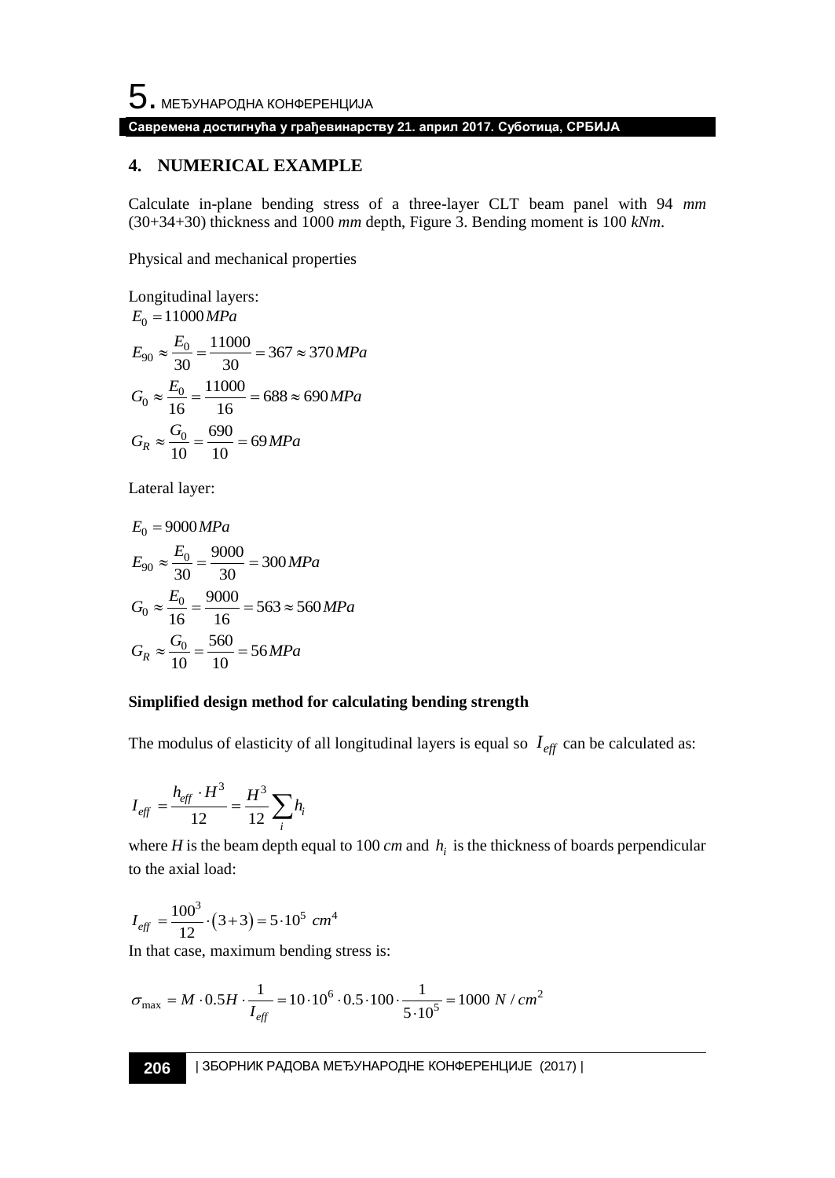## 4. NUMERICAL EXAMPLE

Calculate in-plane bending stress of a three-layer CLT beam panel with 94 *mm* (30+34+30) thickness and 1000 *mm* depth, Figure 3. Bending moment is 100 *kNm*.

Physical and mechanical properties

Longitudinal layers:

$$E_0 = 11000\,MPa$$

$$E_{90} \approx \frac{E_0}{30} = \frac{11000}{30} = 367 \approx 370\,MPa$$

$$G_0 \approx \frac{E_0}{16} = \frac{11000}{16} = 688 \approx 690\,MPa$$

$$G_R \approx \frac{G_0}{10} = \frac{690}{10} = 69\,MPa$$

Lateral layer:

$$E_0 = 9000\,MPa$$

$$E_{90} \approx \frac{E_0}{30} = \frac{9000}{30} = 300\,MPa$$

$$G_0 \approx \frac{E_0}{16} = \frac{9000}{16} = 563 \approx 560\,MPa$$

$$G_R \approx \frac{G_0}{10} = \frac{560}{10} = 56\,MPa$$

**Simplified design method for calculating bending strength**

The modulus of elasticity of all longitudinal layers is equal so $I_{eff}$ can be calculated as:

$$I_{eff} = \frac{h_{eff} \cdot H^3}{12} = \frac{H^3}{12} \sum_i h_i$$

where $H$ is the beam depth equal to 100 *cm* and $h_i$ is the thickness of boards perpendicular to the axial load:

$$I_{eff} = \frac{100^3}{12} \cdot \left(3+3\right) = 5 \cdot 10^5 \ cm^4$$

In that case, maximum bending stress is:

$$\sigma_{\max} = M \cdot 0.5H \cdot \frac{1}{I_{eff}} = 10 \cdot 10^6 \cdot 0.5 \cdot 100 \cdot \frac{1}{5 \cdot 10^5} = 1000 \ N / cm^2$$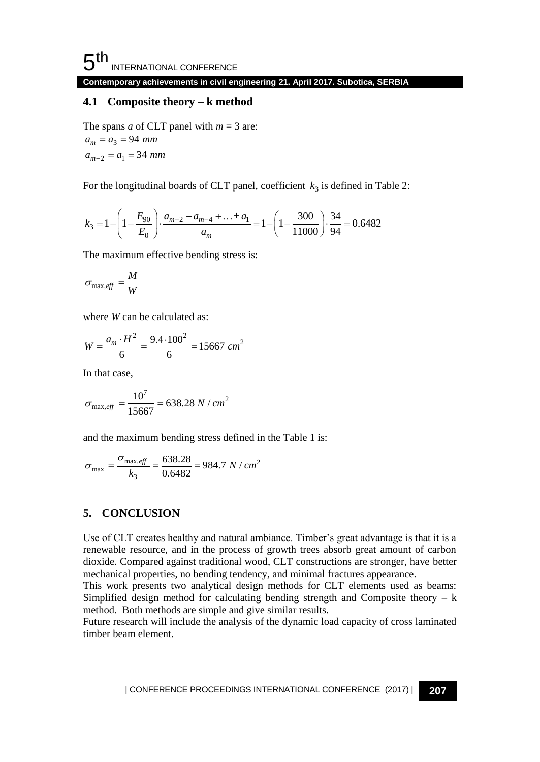### 4.1 Composite theory – k method

The spans *a* of CLT panel with $m = 3$ are:

$$a_m = a_3 = 94\ mm$$

$$a_{m-2} = a_1 = 34\ mm$$

For the longitudinal boards of CLT panel, coefficient $k_3$ is defined in Table 2:

$$k_3 = 1 - \left(1 - \frac{E_{90}}{E_0}\right) \cdot \frac{a_{m-2} - a_{m-4} + \ldots \pm a_1}{a_m} = 1 - \left(1 - \frac{300}{11000}\right) \cdot \frac{34}{94} = 0.6482$$

The maximum effective bending stress is:

$$\sigma_{\max,eff} = \frac{M}{W}$$

where *W* can be calculated as:

$$W = \frac{a_m \cdot H^2}{6} = \frac{9.4 \cdot 100^2}{6} = 15667\ cm^2$$

In that case,

$$\sigma_{\max,eff} = \frac{10^7}{15667} = 638.28\ N / cm^2$$

and the maximum bending stress defined in the Table 1 is:

$$\sigma_{\max} = \frac{\sigma_{\max,eff}}{k_3} = \frac{638.28}{0.6482} = 984.7\ N / cm^2$$

## 5. CONCLUSION

Use of CLT creates healthy and natural ambiance. Timber's great advantage is that it is a renewable resource, and in the process of growth trees absorb great amount of carbon dioxide. Compared against traditional wood, CLT constructions are stronger, have better mechanical properties, no bending tendency, and minimal fractures appearance.

This work presents two analytical design methods for CLT elements used as beams: Simplified design method for calculating bending strength and Composite theory – k method. Both methods are simple and give similar results.

Future research will include the analysis of the dynamic load capacity of cross laminated timber beam element.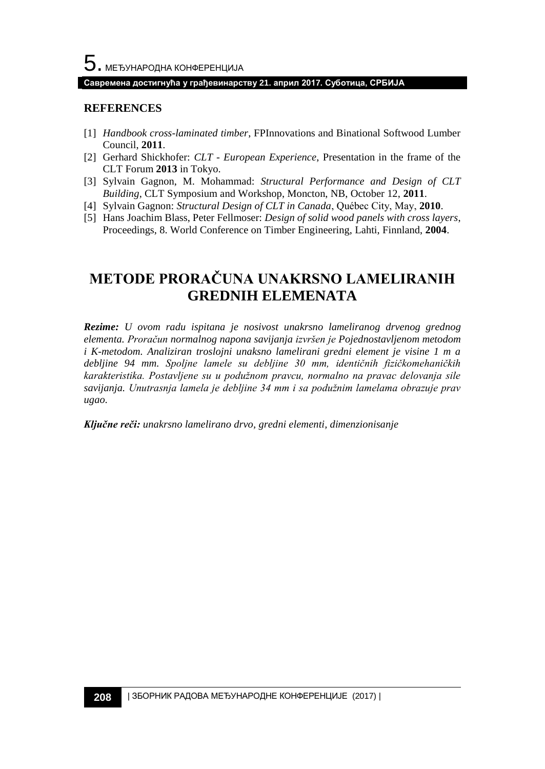## REFERENCES

[1] *Handbook cross-laminated timber*, FPInnovations and Binational Softwood Lumber Council, **2011**.

[2] Gerhard Shickhofer: *CLT - European Experience*, Presentation in the frame of the CLT Forum **2013** in Tokyo.

[3] Sylvain Gagnon, M. Mohammad: *Structural Performance and Design of CLT Building*, CLT Symposium and Workshop, Moncton, NB, October 12, **2011**.

[4] Sylvain Gagnon: *Structural Design of CLT in Canada*, Québec City, May, **2010**.

[5] Hans Joachim Blass, Peter Fellmoser: *Design of solid wood panels with cross layers*, Proceedings, 8. World Conference on Timber Engineering, Lahti, Finnland, **2004**.

# METODE PRORAČUNA UNAKRSNO LAMELIRANIH GREDNIH ELEMENATA

***Rezime:*** *U ovom radu ispitana je nosivost unakrsno lameliranog drvenog grednog elementa. Proračun normalnog napona savijanja izvršen je Pojednostavljenom metodom i K-metodom. Analiziran troslojni unaksno lamelirani gredni element je visine 1 m a debljine 94 mm. Spoljne lamele su debljine 30 mm, identičnih fizičkomehaničkih karakteristika. Postavljene su u podužnom pravcu, normalno na pravac delovanja sile savijanja. Unutrasnja lamela je debljine 34 mm i sa podužnim lamelama obrazuje prav ugao.*

***Ključne reči:*** *unakrsno lamelirano drvo, gredni elementi, dimenzionisanje*